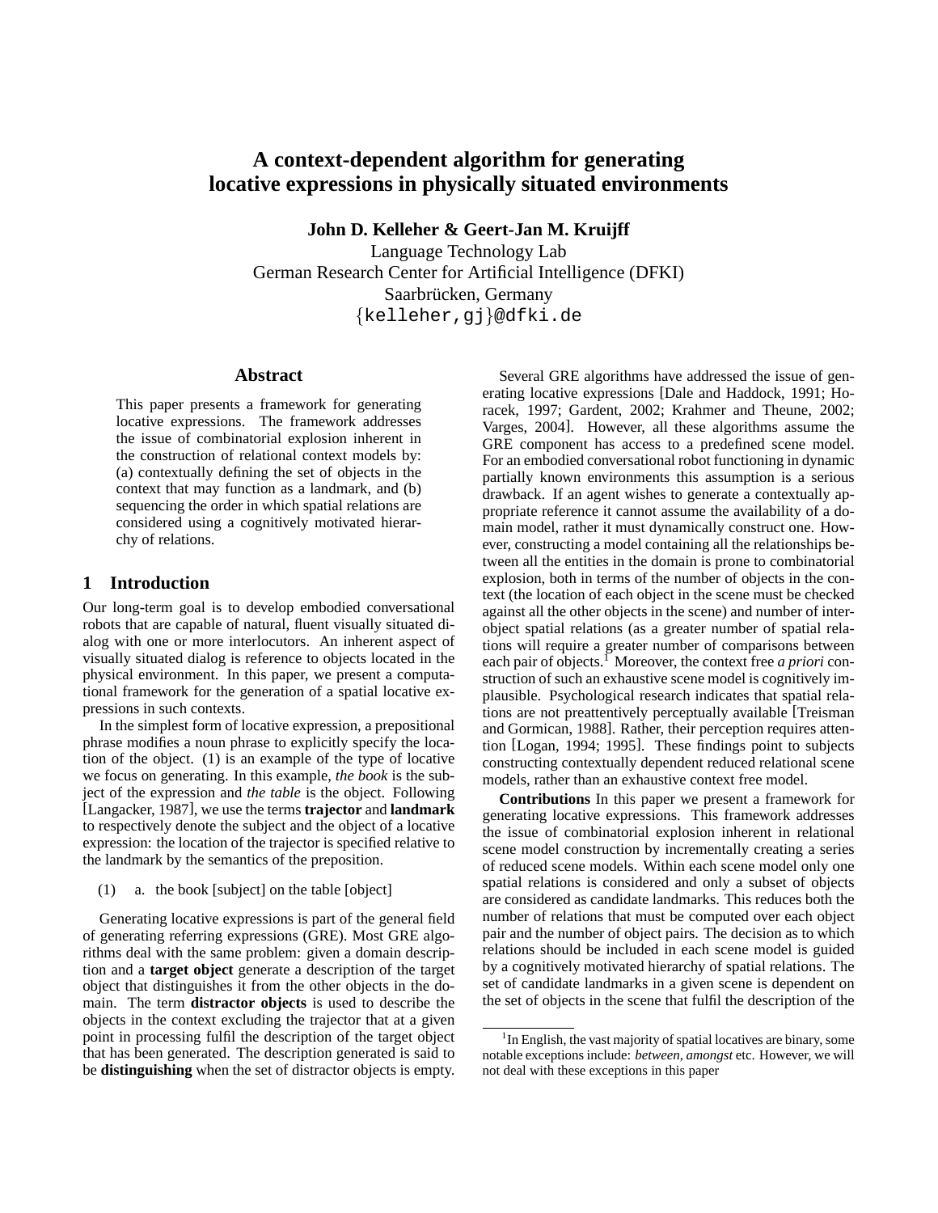# A context-dependent algorithm for generating locative expressions in physically situated environments

**John D. Kelleher & Geert-Jan M. Kruijff**

Language Technology Lab
German Research Center for Artificial Intelligence (DFKI)
Saarbrücken, Germany
{kelleher,gj}@dfki.de

## Abstract

This paper presents a framework for generating locative expressions. The framework addresses the issue of combinatorial explosion inherent in the construction of relational context models by: (a) contextually defining the set of objects in the context that may function as a landmark, and (b) sequencing the order in which spatial relations are considered using a cognitively motivated hierarchy of relations.

## 1 Introduction

Our long-term goal is to develop embodied conversational robots that are capable of natural, fluent visually situated dialog with one or more interlocutors. An inherent aspect of visually situated dialog is reference to objects located in the physical environment. In this paper, we present a computational framework for the generation of a spatial locative expressions in such contexts.

In the simplest form of locative expression, a prepositional phrase modifies a noun phrase to explicitly specify the location of the object. (1) is an example of the type of locative we focus on generating. In this example, *the book* is the subject of the expression and *the table* is the object. Following [Langacker, 1987], we use the terms **trajector** and **landmark** to respectively denote the subject and the object of a locative expression: the location of the trajector is specified relative to the landmark by the semantics of the preposition.

(1) a. the book [subject] on the table [object]

Generating locative expressions is part of the general field of generating referring expressions (GRE). Most GRE algorithms deal with the same problem: given a domain description and a **target object** generate a description of the target object that distinguishes it from the other objects in the domain. The term **distractor objects** is used to describe the objects in the context excluding the trajector that at a given point in processing fulfil the description of the target object that has been generated. The description generated is said to be **distinguishing** when the set of distractor objects is empty.

Several GRE algorithms have addressed the issue of generating locative expressions [Dale and Haddock, 1991; Horacek, 1997; Gardent, 2002; Krahmer and Theune, 2002; Varges, 2004]. However, all these algorithms assume the GRE component has access to a predefined scene model. For an embodied conversational robot functioning in dynamic partially known environments this assumption is a serious drawback. If an agent wishes to generate a contextually appropriate reference it cannot assume the availability of a domain model, rather it must dynamically construct one. However, constructing a model containing all the relationships between all the entities in the domain is prone to combinatorial explosion, both in terms of the number of objects in the context (the location of each object in the scene must be checked against all the other objects in the scene) and number of inter-object spatial relations (as a greater number of spatial relations will require a greater number of comparisons between each pair of objects.[1] Moreover, the context free *a priori* construction of such an exhaustive scene model is cognitively implausible. Psychological research indicates that spatial relations are not preattentively perceptually available [Treisman and Gormican, 1988]. Rather, their perception requires attention [Logan, 1994; 1995]. These findings point to subjects constructing contextually dependent reduced relational scene models, rather than an exhaustive context free model.

**Contributions** In this paper we present a framework for generating locative expressions. This framework addresses the issue of combinatorial explosion inherent in relational scene model construction by incrementally creating a series of reduced scene models. Within each scene model only one spatial relations is considered and only a subset of objects are considered as candidate landmarks. This reduces both the number of relations that must be computed over each object pair and the number of object pairs. The decision as to which relations should be included in each scene model is guided by a cognitively motivated hierarchy of spatial relations. The set of candidate landmarks in a given scene is dependent on the set of objects in the scene that fulfil the description of the

[1] In English, the vast majority of spatial locatives are binary, some notable exceptions include: *between*, *amongst* etc. However, we will not deal with these exceptions in this paper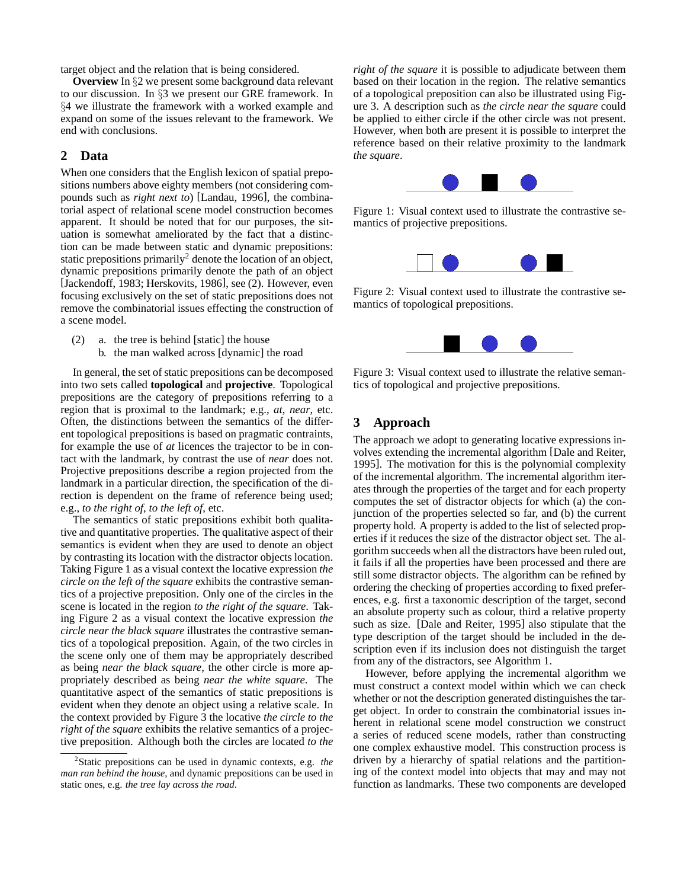target object and the relation that is being considered.

**Overview** In §2 we present some background data relevant to our discussion. In §3 we present our GRE framework. In §4 we illustrate the framework with a worked example and expand on some of the issues relevant to the framework. We end with conclusions.

## 2 Data

When one considers that the English lexicon of spatial prepositions numbers above eighty members (not considering compounds such as *right next to*) [Landau, 1996], the combinatorial aspect of relational scene model construction becomes apparent. It should be noted that for our purposes, the situation is somewhat ameliorated by the fact that a distinction can be made between static and dynamic prepositions: static prepositions primarily[2] denote the location of an object, dynamic prepositions primarily denote the path of an object [Jackendoff, 1983; Herskovits, 1986], see (2). However, even focusing exclusively on the set of static prepositions does not remove the combinatorial issues effecting the construction of a scene model.

(2) a. the tree is behind [static] the house
  b. the man walked across [dynamic] the road

In general, the set of static prepositions can be decomposed into two sets called **topological** and **projective**. Topological prepositions are the category of prepositions referring to a region that is proximal to the landmark; e.g., *at*, *near*, etc. Often, the distinctions between the semantics of the different topological prepositions is based on pragmatic contraints, for example the use of *at* licences the trajector to be in contact with the landmark, by contrast the use of *near* does not. Projective prepositions describe a region projected from the landmark in a particular direction, the specification of the direction is dependent on the frame of reference being used; e.g., *to the right of*, *to the left of*, etc.

The semantics of static prepositions exhibit both qualitative and quantitative properties. The qualitative aspect of their semantics is evident when they are used to denote an object by contrasting its location with the distractor objects location. Taking Figure 1 as a visual context the locative expression *the circle on the left of the square* exhibits the contrastive semantics of a projective preposition. Only one of the circles in the scene is located in the region *to the right of the square*. Taking Figure 2 as a visual context the locative expression *the circle near the black square* illustrates the contrastive semantics of a topological preposition. Again, of the two circles in the scene only one of them may be appropriately described as being *near the black square*, the other circle is more appropriately described as being *near the white square*. The quantitative aspect of the semantics of static prepositions is evident when they denote an object using a relative scale. In the context provided by Figure 3 the locative *the circle to the right of the square* exhibits the relative semantics of a projective preposition. Although both the circles are located *to the right of the square* it is possible to adjudicate between them based on their location in the region. The relative semantics of a topological preposition can also be illustrated using Figure 3. A description such as *the circle near the square* could be applied to either circle if the other circle was not present. However, when both are present it is possible to interpret the reference based on their relative proximity to the landmark *the square*.

[2] Static prepositions can be used in dynamic contexts, e.g. *the man ran behind the house*, and dynamic prepositions can be used in static ones, e.g. *the tree lay across the road*.

Figure 1: Visual context used to illustrate the contrastive semantics of projective prepositions.

Figure 2: Visual context used to illustrate the contrastive semantics of topological prepositions.

Figure 3: Visual context used to illustrate the relative semantics of topological and projective prepositions.

## 3 Approach

The approach we adopt to generating locative expressions involves extending the incremental algorithm [Dale and Reiter, 1995]. The motivation for this is the polynomial complexity of the incremental algorithm. The incremental algorithm iterates through the properties of the target and for each property computes the set of distractor objects for which (a) the conjunction of the properties selected so far, and (b) the current property hold. A property is added to the list of selected properties if it reduces the size of the distractor object set. The algorithm succeeds when all the distractors have been ruled out, it fails if all the properties have been processed and there are still some distractor objects. The algorithm can be refined by ordering the checking of properties according to fixed preferences, e.g. first a taxonomic description of the target, second an absolute property such as colour, third a relative property such as size. [Dale and Reiter, 1995] also stipulate that the type description of the target should be included in the description even if its inclusion does not distinguish the target from any of the distractors, see Algorithm 1.

However, before applying the incremental algorithm we must construct a context model within which we can check whether or not the description generated distinguishes the target object. In order to constrain the combinatorial issues inherent in relational scene model construction we construct a series of reduced scene models, rather than constructing one complex exhaustive model. This construction process is driven by a hierarchy of spatial relations and the partitioning of the context model into objects that may and may not function as landmarks. These two components are developed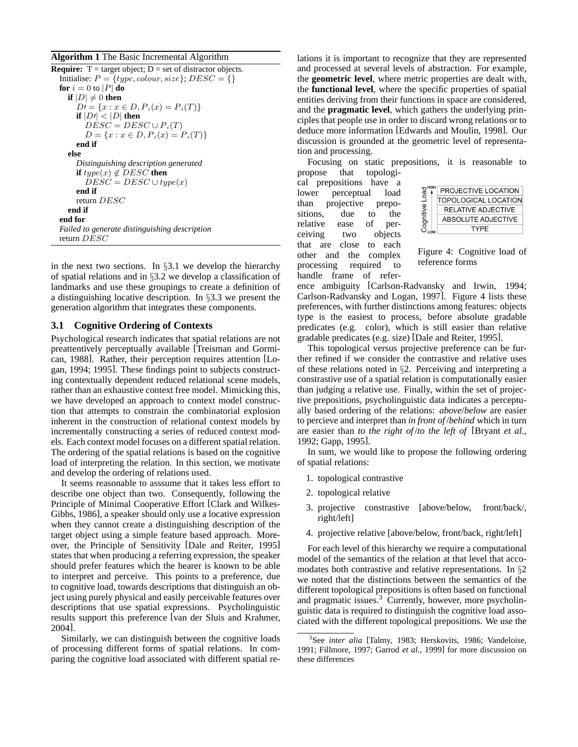**Algorithm 1** The Basic Incremental Algorithm

```
Require: T = target object; D = set of distractor objects.
  Initialise: P = {type, colour, size}; DESC = {}
  for i = 0 to |P| do
    if |D| ≠ 0 then
      D′ = {x : x ∈ D, P_i(x) = P_i(T)}
      if |D′| < |D| then
        DESC = DESC ∪ P_i(T)
        D = {x : x ∈ D, P_i(x) = P_i(T)}
      end if
    else
      Distinguishing description generated
      if type(x) ∉ DESC then
        DESC = DESC ∪ type(x)
      end if
      return DESC
    end if
  end for
  Failed to generate distinguishing description
  return DESC
```

in the next two sections. In §3.1 we develop the hierarchy of spatial relations and in §3.2 we develop a classification of landmarks and use these groupings to create a definition of a distinguishing locative description. In §3.3 we present the generation algorithm that integrates these components.

### 3.1 Cognitive Ordering of Contexts

Psychological research indicates that spatial relations are not preattentively perceptually available [Treisman and Gormican, 1988]. Rather, their perception requires attention [Logan, 1994; 1995]. These findings point to subjects constructing contextually dependent reduced relational scene models, rather than an exhaustive context free model. Mimicking this, we have developed an approach to context model construction that attempts to constrain the combinatorial explosion inherent in the construction of relational context models by incrementally constructing a series of reduced context models. Each context model focuses on a different spatial relation. The ordering of the spatial relations is based on the cognitive load of interpreting the relation. In this section, we motivate and develop the ordering of relations used.

It seems reasonable to asssume that it takes less effort to describe one object than two. Consequently, following the Principle of Minimal Cooperative Effort [Clark and Wilkes-Gibbs, 1986], a speaker should only use a locative expression when they cannot create a distinguishing description of the target object using a simple feature based approach. Moreover, the Principle of Sensitivity [Dale and Reiter, 1995] states that when producing a referring expression, the speaker should prefer features which the hearer is known to be able to interpret and perceive. This points to a preference, due to cognitive load, towards descriptions that distinguish an object using purely physical and easily perceivable features over descriptions that use spatial expressions. Psycholinguistic results support this preference [van der Sluis and Krahmer, 2004].

Similarly, we can distinguish between the cognitive loads of processing different forms of spatial relations. In comparing the cognitive load associated with different spatial relations it is important to recognize that they are represented and processed at several levels of abstraction. For example, the **geometric level**, where metric properties are dealt with, the **functional level**, where the specific properties of spatial entities deriving from their functions in space are considered, and the **pragmatic level**, which gathers the underlying principles that people use in order to discard wrong relations or to deduce more information [Edwards and Moulin, 1998]. Our discussion is grounded at the geometric level of representation and processing.

Focusing on static prepositions, it is reasonable to propose that topological prepositions have a lower perceptual load than projective prepositions, due to the relative ease of perceiving two objects that are close to each other and the complex processing required to handle frame of reference ambiguity [Carlson-Radvansky and Irwin, 1994; Carlson-Radvansky and Logan, 1997]. Figure 4 lists these preferences, with further distinctions among features: objects type is the easiest to process, before absolute gradable predicates (e.g. color), which is still easier than relative gradable predicates (e.g. size) [Dale and Reiter, 1995].

| Cognitive Load (HIGH → LOW) |
|---|
| PROJECTIVE LOCATION |
| TOPOLOGICAL LOCATION |
| RELATIVE ADJECTIVE |
| ABSOLUTE ADJECTIVE |
| TYPE |

Figure 4: Cognitive load of reference forms

This topological versus projective preference can be further refined if we consider the contrastive and relative uses of these relations noted in §2. Perceiving and interpreting a constrastive use of a spatial relation is computationally easier than judging a relative use. Finally, within the set of projective prepositions, psycholinguistic data indicates a perceptually based ordering of the relations: *above*/*below* are easier to percieve and interpret than *in front of*/*behind* which in turn are easier than *to the right of*/*to the left of* [Bryant *et al.*, 1992; Gapp, 1995].

In sum, we would like to propose the following ordering of spatial relations:

1. topological contrastive
2. topological relative
3. projective constrastive [above/below, front/back/, right/left]
4. projective relative [above/below, front/back, right/left]

For each level of this hierarchy we require a computational model of the semantics of the relation at that level that accomodates both contrastive and relative representations. In §2 we noted that the distinctions between the semantics of the different topological prepositions is often based on functional and pragmatic issues.[3] Currently, however, more psycholinguistic data is required to distinguish the cognitive load associated with the different topological prepositions. We use the

[3] See *inter alia* [Talmy, 1983; Herskovits, 1986; Vandeloise, 1991; Fillmore, 1997; Garrod *et al.*, 1999] for more discussion on these differences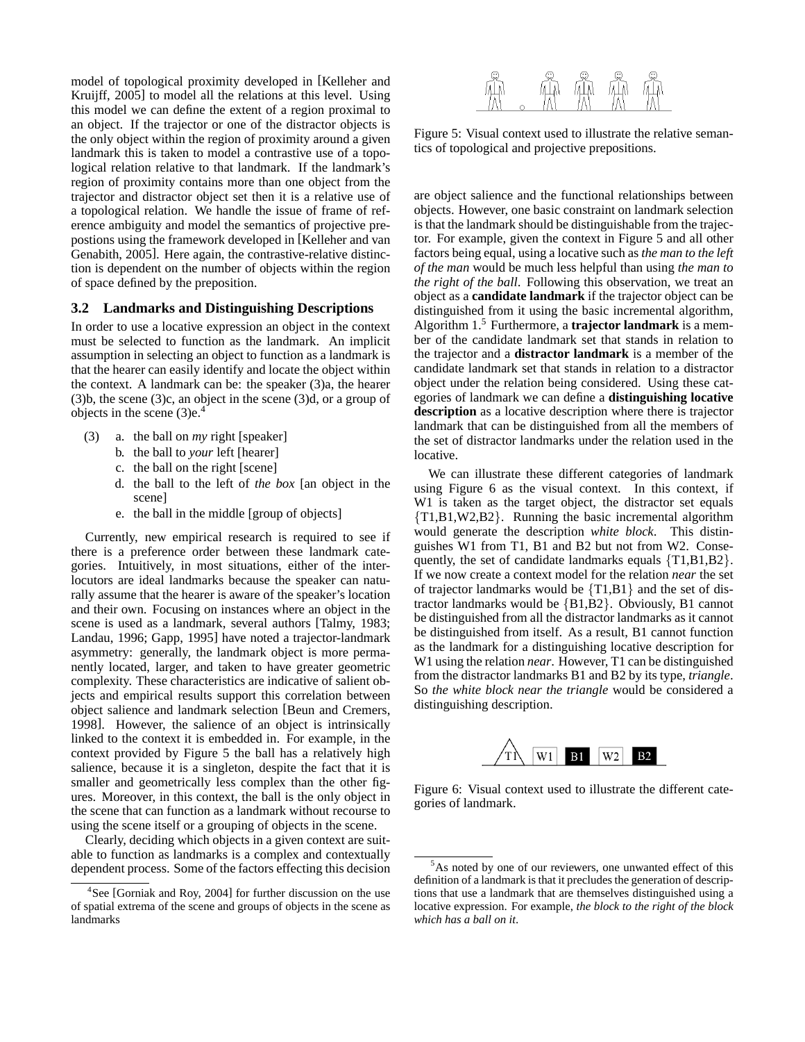model of topological proximity developed in [Kelleher and Kruijff, 2005] to model all the relations at this level. Using this model we can define the extent of a region proximal to an object. If the trajector or one of the distractor objects is the only object within the region of proximity around a given landmark this is taken to model a contrastive use of a topological relation relative to that landmark. If the landmark's region of proximity contains more than one object from the trajector and distractor object set then it is a relative use of a topological relation. We handle the issue of frame of reference ambiguity and model the semantics of projective prepostions using the framework developed in [Kelleher and van Genabith, 2005]. Here again, the contrastive-relative distinction is dependent on the number of objects within the region of space defined by the preposition.

### 3.2 Landmarks and Distinguishing Descriptions

In order to use a locative expression an object in the context must be selected to function as the landmark. An implicit assumption in selecting an object to function as a landmark is that the hearer can easily identify and locate the object within the context. A landmark can be: the speaker (3)a, the hearer (3)b, the scene (3)c, an object in the scene (3)d, or a group of objects in the scene (3)e.[4]

(3) a. the ball on *my* right [speaker]
 b. the ball to *your* left [hearer]
 c. the ball on the right [scene]
 d. the ball to the left of *the box* [an object in the scene]
 e. the ball in the middle [group of objects]

Currently, new empirical research is required to see if there is a preference order between these landmark categories. Intuitively, in most situations, either of the interlocutors are ideal landmarks because the speaker can naturally assume that the hearer is aware of the speaker's location and their own. Focusing on instances where an object in the scene is used as a landmark, several authors [Talmy, 1983; Landau, 1996; Gapp, 1995] have noted a trajector-landmark asymmetry: generally, the landmark object is more permanently located, larger, and taken to have greater geometric complexity. These characteristics are indicative of salient objects and empirical results support this correlation between object salience and landmark selection [Beun and Cremers, 1998]. However, the salience of an object is intrinsically linked to the context it is embedded in. For example, in the context provided by Figure 5 the ball has a relatively high salience, because it is a singleton, despite the fact that it is smaller and geometrically less complex than the other figures. Moreover, in this context, the ball is the only object in the scene that can function as a landmark without recourse to using the scene itself or a grouping of objects in the scene.

Clearly, deciding which objects in a given context are suitable to function as landmarks is a complex and contextually dependent process. Some of the factors effecting this decision are object salience and the functional relationships between objects. However, one basic constraint on landmark selection is that the landmark should be distinguishable from the trajector. For example, given the context in Figure 5 and all other factors being equal, using a locative such as *the man to the left of the man* would be much less helpful than using *the man to the right of the ball*. Following this observation, we treat an object as a **candidate landmark** if the trajector object can be distinguished from it using the basic incremental algorithm, Algorithm 1.[5] Furthermore, a **trajector landmark** is a member of the candidate landmark set that stands in relation to the trajector and a **distractor landmark** is a member of the candidate landmark set that stands in relation to a distractor object under the relation being considered. Using these categories of landmark we can define a **distinguishing locative description** as a locative description where there is trajector landmark that can be distinguished from all the members of the set of distractor landmarks under the relation used in the locative.

Figure 5: Visual context used to illustrate the relative semantics of topological and projective prepositions.

We can illustrate these different categories of landmark using Figure 6 as the visual context. In this context, if W1 is taken as the target object, the distractor set equals {T1,B1,W2,B2}. Running the basic incremental algorithm would generate the description *white block*. This distinguishes W1 from T1, B1 and B2 but not from W2. Consequently, the set of candidate landmarks equals {T1,B1,B2}. If we now create a context model for the relation *near* the set of trajector landmarks would be {T1,B1} and the set of distractor landmarks would be {B1,B2}. Obviously, B1 cannot be distinguished from all the distractor landmarks as it cannot be distinguished from itself. As a result, B1 cannot function as the landmark for a distinguishing locative description for W1 using the relation *near*. However, T1 can be distinguished from the distractor landmarks B1 and B2 by its type, *triangle*. So *the white block near the triangle* would be considered a distinguishing description.

Figure 6: Visual context used to illustrate the different categories of landmark.

---

[4] See [Gorniak and Roy, 2004] for further discussion on the use of spatial extrema of the scene and groups of objects in the scene as landmarks

[5] As noted by one of our reviewers, one unwanted effect of this definition of a landmark is that it precludes the generation of descriptions that use a landmark that are themselves distinguished using a locative expression. For example, *the block to the right of the block which has a ball on it*.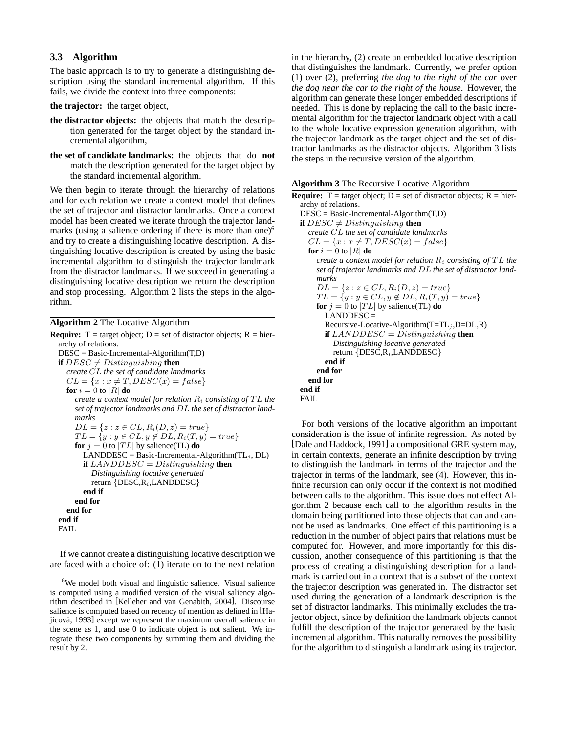### 3.3 Algorithm

The basic approach is to try to generate a distinguishing description using the standard incremental algorithm. If this fails, we divide the context into three components:

**the trajector:** the target object,

**the distractor objects:** the objects that match the description generated for the target object by the standard incremental algorithm,

**the set of candidate landmarks:** the objects that do **not** match the description generated for the target object by the standard incremental algorithm.

We then begin to iterate through the hierarchy of relations and for each relation we create a context model that defines the set of trajector and distractor landmarks. Once a context model has been created we iterate through the trajector landmarks (using a salience ordering if there is more than one)[6] and try to create a distinguishing locative description. A distinguishing locative description is created by using the basic incremental algorithm to distinguish the trajector landmark from the distractor landmarks. If we succeed in generating a distinguishing locative description we return the description and stop processing. Algorithm 2 lists the steps in the algorithm.

**Algorithm 2** The Locative Algorithm

```
Require: T = target object; D = set of distractor objects; R = hierarchy of relations.
  DESC = Basic-Incremental-Algorithm(T,D)
  if DESC ≠ Distinguishing then
    create CL the set of candidate landmarks
    CL = {x : x ≠ T, DESC(x) = false}
    for i = 0 to |R| do
      create a context model for relation R_i consisting of TL the
      set of trajector landmarks and DL the set of distractor landmarks
      DL = {z : z ∈ CL, R_i(D, z) = true}
      TL = {y : y ∈ CL, y ∉ DL, R_i(T, y) = true}
      for j = 0 to |TL| by salience(TL) do
        LANDDESC = Basic-Incremental-Algorithm(TL_j, DL)
        if LANDDESC = Distinguishing then
          Distinguishing locative generated
          return {DESC,R_i,LANDDESC}
        end if
      end for
    end for
  end if
  FAIL
```

If we cannot create a distinguishing locative description we are faced with a choice of: (1) iterate on to the next relation in the hierarchy, (2) create an embedded locative description that distinguishes the landmark. Currently, we prefer option (1) over (2), preferring *the dog to the right of the car* over *the dog near the car to the right of the house*. However, the algorithm can generate these longer embedded descriptions if needed. This is done by replacing the call to the basic incremental algorithm for the trajector landmark object with a call to the whole locative expression generation algorithm, with the trajector landmark as the target object and the set of distractor landmarks as the distractor objects. Algorithm 3 lists the steps in the recursive version of the algorithm.

**Algorithm 3** The Recursive Locative Algorithm

```
Require: T = target object; D = set of distractor objects; R = hierarchy of relations.
  DESC = Basic-Incremental-Algorithm(T,D)
  if DESC ≠ Distinguishing then
    create CL the set of candidate landmarks
    CL = {x : x ≠ T, DESC(x) = false}
    for i = 0 to |R| do
      create a context model for relation R_i consisting of TL the
      set of trajector landmarks and DL the set of distractor landmarks
      DL = {z : z ∈ CL, R_i(D, z) = true}
      TL = {y : y ∈ CL, y ∉ DL, R_i(T, y) = true}
      for j = 0 to |TL| by salience(TL) do
        LANDDESC =
        Recursive-Locative-Algorithm(T=TL_j,D=DL,R)
        if LANDDESC = Distinguishing then
          Distinguishing locative generated
          return {DESC,R_i,LANDDESC}
        end if
      end for
    end for
  end if
  FAIL
```

For both versions of the locative algorithm an important consideration is the issue of infinite regression. As noted by [Dale and Haddock, 1991] a compositional GRE system may, in certain contexts, generate an infinite description by trying to distinguish the landmark in terms of the trajector and the trajector in terms of the landmark, see (4). However, this infinite recursion can only occur if the context is not modified between calls to the algorithm. This issue does not effect Algorithm 2 because each call to the algorithm results in the domain being partitioned into those objects that can and cannot be used as landmarks. One effect of this partitioning is a reduction in the number of object pairs that relations must be computed for. However, and more importantly for this discussion, another consequence of this partitioning is that the process of creating a distinguishing description for a landmark is carried out in a context that is a subset of the context the trajector description was generated in. The distractor set used during the generation of a landmark description is the set of distractor landmarks. This minimally excludes the trajector object, since by definition the landmark objects cannot fulfill the description of the trajector generated by the basic incremental algorithm. This naturally removes the possibility for the algorithm to distinguish a landmark using its trajector.

[6] We model both visual and linguistic salience. Visual salience is computed using a modified version of the visual saliency algorithm described in [Kelleher and van Genabith, 2004]. Discourse salience is computed based on recency of mention as defined in [Hajicová, 1993] except we represent the maximum overall salience in the scene as 1, and use 0 to indicate object is not salient. We integrate these two components by summing them and dividing the result by 2.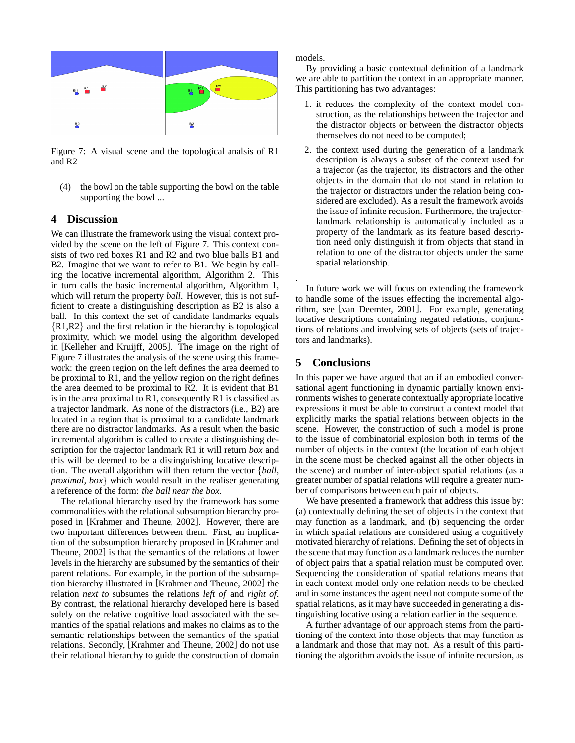Figure 7: A visual scene and the topological analsis of R1 and R2

(4) the bowl on the table supporting the bowl on the table supporting the bowl ...

## 4 Discussion

We can illustrate the framework using the visual context provided by the scene on the left of Figure 7. This context consists of two red boxes R1 and R2 and two blue balls B1 and B2. Imagine that we want to refer to B1. We begin by calling the locative incremental algorithm, Algorithm 2. This in turn calls the basic incremental algorithm, Algorithm 1, which will return the property *ball*. However, this is not sufficient to create a distinguishing description as B2 is also a ball. In this context the set of candidate landmarks equals {R1,R2} and the first relation in the hierarchy is topological proximity, which we model using the algorithm developed in [Kelleher and Kruijff, 2005]. The image on the right of Figure 7 illustrates the analysis of the scene using this framework: the green region on the left defines the area deemed to be proximal to R1, and the yellow region on the right defines the area deemed to be proximal to R2. It is evident that B1 is in the area proximal to R1, consequently R1 is classified as a trajector landmark. As none of the distractors (i.e., B2) are located in a region that is proximal to a candidate landmark there are no distractor landmarks. As a result when the basic incremental algorithm is called to create a distinguishing description for the trajector landmark R1 it will return *box* and this will be deemed to be a distinguishing locative description. The overall algorithm will then return the vector {*ball, proximal, box*} which would result in the realiser generating a reference of the form: *the ball near the box*.

The relational hierarchy used by the framework has some commonalities with the relational subsumption hierarchy proposed in [Krahmer and Theune, 2002]. However, there are two important differences between them. First, an implication of the subsumption hierarchy proposed in [Krahmer and Theune, 2002] is that the semantics of the relations at lower levels in the hierarchy are subsumed by the semantics of their parent relations. For example, in the portion of the subsumption hierarchy illustrated in [Krahmer and Theune, 2002] the relation *next to* subsumes the relations *left of* and *right of*. By contrast, the relational hierarchy developed here is based solely on the relative cognitive load associated with the semantics of the spatial relations and makes no claims as to the semantic relationships between the semantics of the spatial relations. Secondly, [Krahmer and Theune, 2002] do not use their relational hierarchy to guide the construction of domain models.

By providing a basic contextual definition of a landmark we are able to partition the context in an appropriate manner. This partitioning has two advantages:

1. it reduces the complexity of the context model construction, as the relationships between the trajector and the distractor objects or between the distractor objects themselves do not need to be computed;
2. the context used during the generation of a landmark description is always a subset of the context used for a trajector (as the trajector, its distractors and the other objects in the domain that do not stand in relation to the trajector or distractors under the relation being considered are excluded). As a result the framework avoids the issue of infinite recusion. Furthermore, the trajector-landmark relationship is automatically included as a property of the landmark as its feature based description need only distinguish it from objects that stand in relation to one of the distractor objects under the same spatial relationship.

.

In future work we will focus on extending the framework to handle some of the issues effecting the incremental algorithm, see [van Deemter, 2001]. For example, generating locative descriptions containing negated relations, conjunctions of relations and involving sets of objects (sets of trajectors and landmarks).

## 5 Conclusions

In this paper we have argued that an if an embodied conversational agent functioning in dynamic partially known environments wishes to generate contextually appropriate locative expressions it must be able to construct a context model that explicitly marks the spatial relations between objects in the scene. However, the construction of such a model is prone to the issue of combinatorial explosion both in terms of the number of objects in the context (the location of each object in the scene must be checked against all the other objects in the scene) and number of inter-object spatial relations (as a greater number of spatial relations will require a greater number of comparisons between each pair of objects.

We have presented a framework that address this issue by: (a) contextually defining the set of objects in the context that may function as a landmark, and (b) sequencing the order in which spatial relations are considered using a cognitively motivated hierarchy of relations. Defining the set of objects in the scene that may function as a landmark reduces the number of object pairs that a spatial relation must be computed over. Sequencing the consideration of spatial relations means that in each context model only one relation needs to be checked and in some instances the agent need not compute some of the spatial relations, as it may have succeeded in generating a distinguishing locative using a relation earlier in the sequence.

A further advantage of our approach stems from the partitioning of the context into those objects that may function as a landmark and those that may not. As a result of this partitioning the algorithm avoids the issue of infinite recursion, as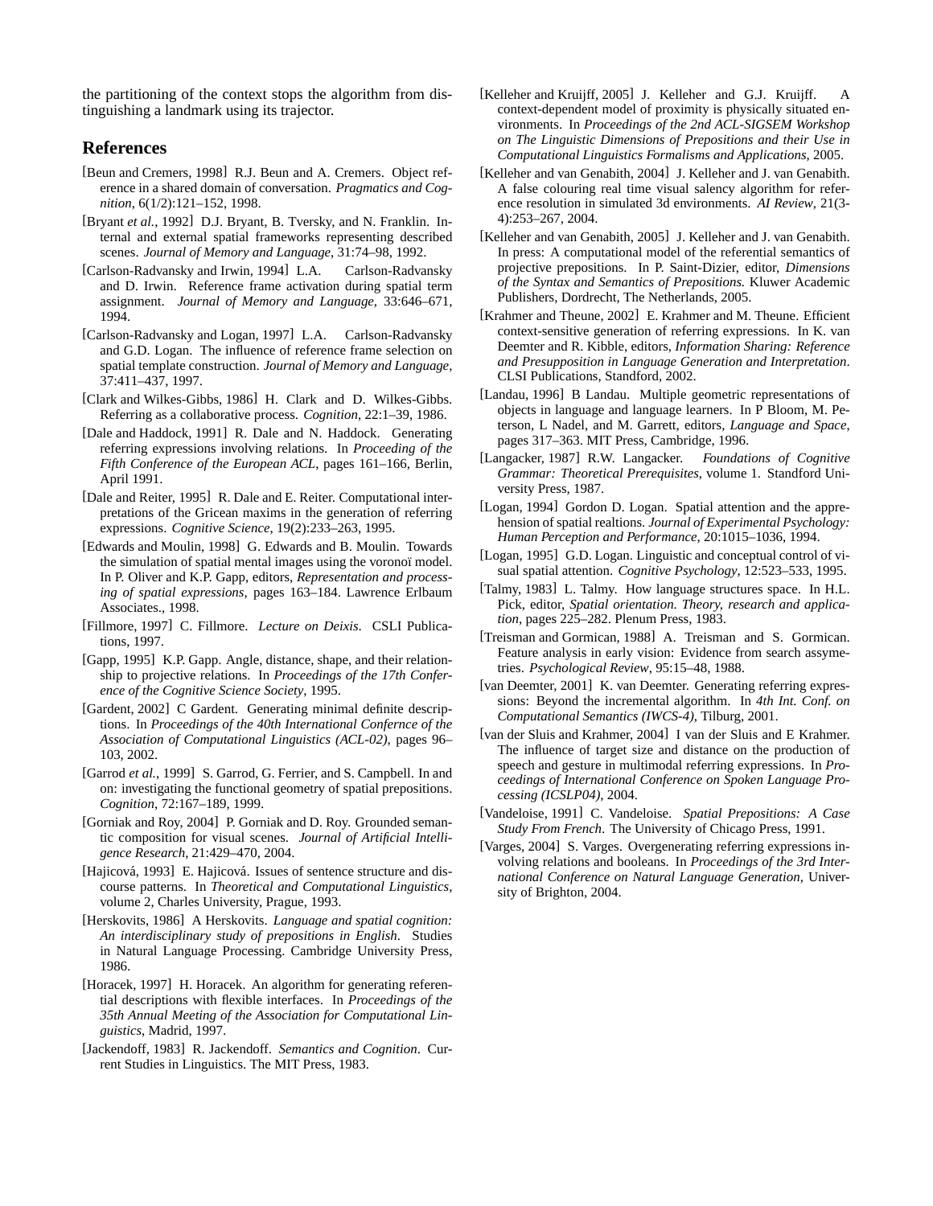the partitioning of the context stops the algorithm from distinguishing a landmark using its trajector.

## References

[Beun and Cremers, 1998] R.J. Beun and A. Cremers. Object reference in a shared domain of conversation. *Pragmatics and Cognition*, 6(1/2):121–152, 1998.

[Bryant *et al.*, 1992] D.J. Bryant, B. Tversky, and N. Franklin. Internal and external spatial frameworks representing described scenes. *Journal of Memory and Language*, 31:74–98, 1992.

[Carlson-Radvansky and Irwin, 1994] L.A. Carlson-Radvansky and D. Irwin. Reference frame activation during spatial term assignment. *Journal of Memory and Language*, 33:646–671, 1994.

[Carlson-Radvansky and Logan, 1997] L.A. Carlson-Radvansky and G.D. Logan. The influence of reference frame selection on spatial template construction. *Journal of Memory and Language*, 37:411–437, 1997.

[Clark and Wilkes-Gibbs, 1986] H. Clark and D. Wilkes-Gibbs. Referring as a collaborative process. *Cognition*, 22:1–39, 1986.

[Dale and Haddock, 1991] R. Dale and N. Haddock. Generating referring expressions involving relations. In *Proceeding of the Fifth Conference of the European ACL*, pages 161–166, Berlin, April 1991.

[Dale and Reiter, 1995] R. Dale and E. Reiter. Computational interpretations of the Gricean maxims in the generation of referring expressions. *Cognitive Science*, 19(2):233–263, 1995.

[Edwards and Moulin, 1998] G. Edwards and B. Moulin. Towards the simulation of spatial mental images using the voronoï model. In P. Oliver and K.P. Gapp, editors, *Representation and processing of spatial expressions*, pages 163–184. Lawrence Erlbaum Associates., 1998.

[Fillmore, 1997] C. Fillmore. *Lecture on Deixis*. CSLI Publications, 1997.

[Gapp, 1995] K.P. Gapp. Angle, distance, shape, and their relationship to projective relations. In *Proceedings of the 17th Conference of the Cognitive Science Society*, 1995.

[Gardent, 2002] C Gardent. Generating minimal definite descriptions. In *Proceedings of the 40th International Confernce of the Association of Computational Linguistics (ACL-02)*, pages 96–103, 2002.

[Garrod *et al.*, 1999] S. Garrod, G. Ferrier, and S. Campbell. In and on: investigating the functional geometry of spatial prepositions. *Cognition*, 72:167–189, 1999.

[Gorniak and Roy, 2004] P. Gorniak and D. Roy. Grounded semantic composition for visual scenes. *Journal of Artificial Intelligence Research*, 21:429–470, 2004.

[Hajicová, 1993] E. Hajicová. Issues of sentence structure and discourse patterns. In *Theoretical and Computational Linguistics*, volume 2, Charles University, Prague, 1993.

[Herskovits, 1986] A Herskovits. *Language and spatial cognition: An interdisciplinary study of prepositions in English*. Studies in Natural Language Processing. Cambridge University Press, 1986.

[Horacek, 1997] H. Horacek. An algorithm for generating referential descriptions with flexible interfaces. In *Proceedings of the 35th Annual Meeting of the Association for Computational Linguistics*, Madrid, 1997.

[Jackendoff, 1983] R. Jackendoff. *Semantics and Cognition*. Current Studies in Linguistics. The MIT Press, 1983.

[Kelleher and Kruijff, 2005] J. Kelleher and G.J. Kruijff. A context-dependent model of proximity is physically situated environments. In *Proceedings of the 2nd ACL-SIGSEM Workshop on The Linguistic Dimensions of Prepositions and their Use in Computational Linguistics Formalisms and Applications*, 2005.

[Kelleher and van Genabith, 2004] J. Kelleher and J. van Genabith. A false colouring real time visual saliency algorithm for reference resolution in simulated 3d environments. *AI Review*, 21(3-4):253–267, 2004.

[Kelleher and van Genabith, 2005] J. Kelleher and J. van Genabith. In press: A computational model of the referential semantics of projective prepositions. In P. Saint-Dizier, editor, *Dimensions of the Syntax and Semantics of Prepositions.* Kluwer Academic Publishers, Dordrecht, The Netherlands, 2005.

[Krahmer and Theune, 2002] E. Krahmer and M. Theune. Efficient context-sensitive generation of referring expressions. In K. van Deemter and R. Kibble, editors, *Information Sharing: Reference and Presupposition in Language Generation and Interpretation*. CLSI Publications, Standford, 2002.

[Landau, 1996] B Landau. Multiple geometric representations of objects in language and language learners. In P Bloom, M. Peterson, L Nadel, and M. Garrett, editors, *Language and Space*, pages 317–363. MIT Press, Cambridge, 1996.

[Langacker, 1987] R.W. Langacker. *Foundations of Cognitive Grammar: Theoretical Prerequisites*, volume 1. Standford University Press, 1987.

[Logan, 1994] Gordon D. Logan. Spatial attention and the apprehension of spatial realtions. *Journal of Experimental Psychology: Human Perception and Performance*, 20:1015–1036, 1994.

[Logan, 1995] G.D. Logan. Linguistic and conceptual control of visual spatial attention. *Cognitive Psychology*, 12:523–533, 1995.

[Talmy, 1983] L. Talmy. How language structures space. In H.L. Pick, editor, *Spatial orientation. Theory, research and application*, pages 225–282. Plenum Press, 1983.

[Treisman and Gormican, 1988] A. Treisman and S. Gormican. Feature analysis in early vision: Evidence from search assymetries. *Psychological Review*, 95:15–48, 1988.

[van Deemter, 2001] K. van Deemter. Generating referring expressions: Beyond the incremental algorithm. In *4th Int. Conf. on Computational Semantics (IWCS-4)*, Tilburg, 2001.

[van der Sluis and Krahmer, 2004] I van der Sluis and E Krahmer. The influence of target size and distance on the production of speech and gesture in multimodal referring expressions. In *Proceedings of International Conference on Spoken Language Processing (ICSLP04)*, 2004.

[Vandeloise, 1991] C. Vandeloise. *Spatial Prepositions: A Case Study From French*. The University of Chicago Press, 1991.

[Varges, 2004] S. Varges. Overgenerating referring expressions involving relations and booleans. In *Proceedings of the 3rd International Conference on Natural Language Generation*, University of Brighton, 2004.